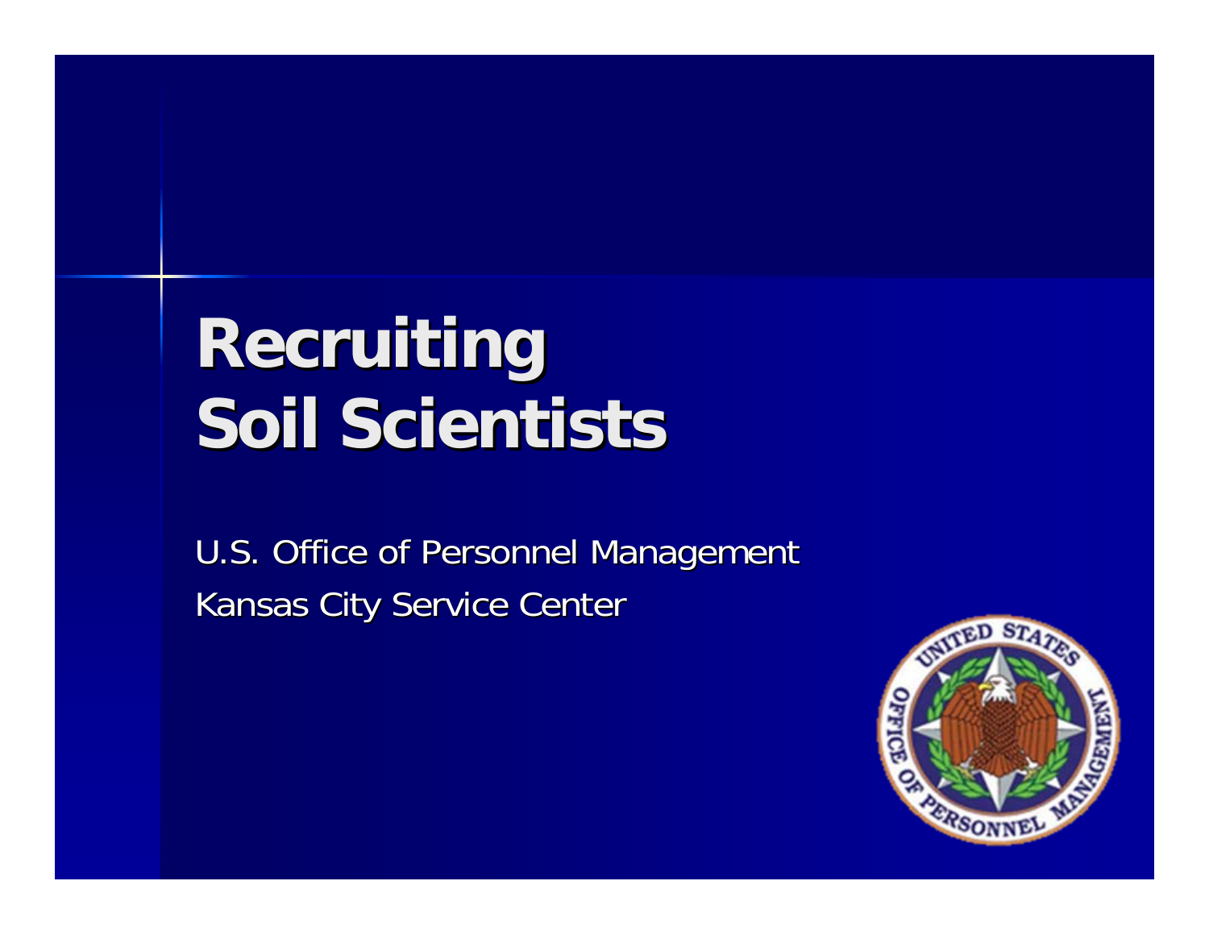# Recruiting Soil Scientists

U.S. Office of Personnel Management

Kansas City Service Center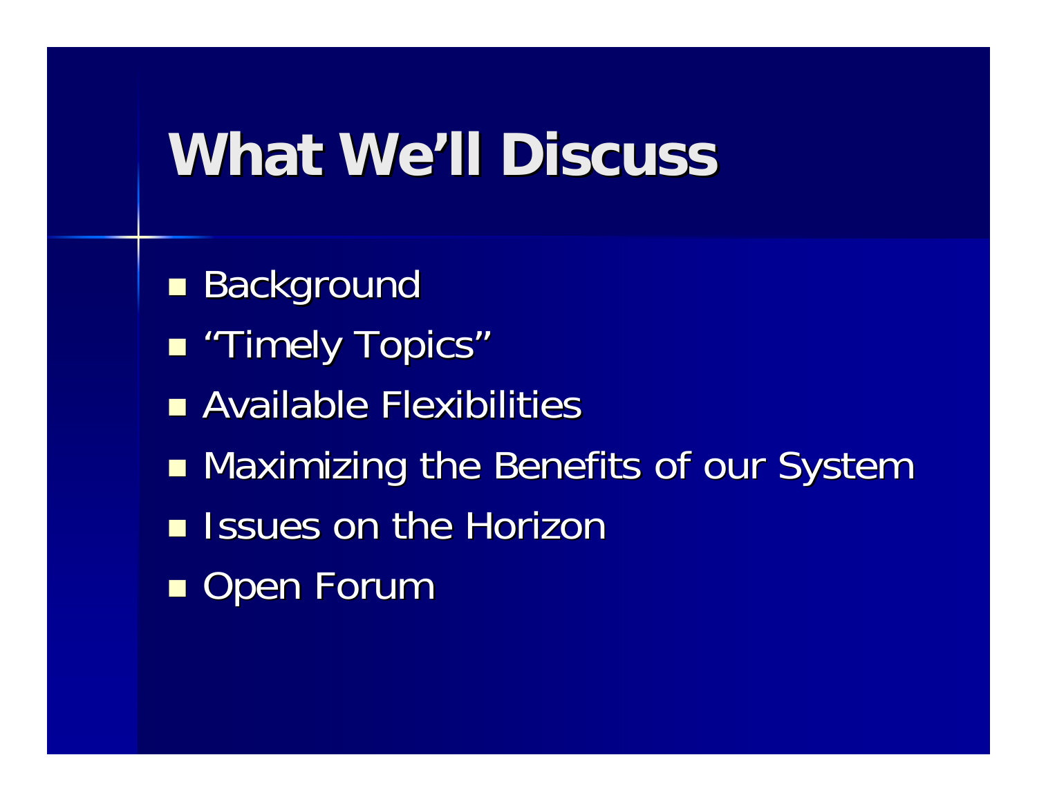# What We'll Discuss

- Background
- "Timely Topics"
- Available Flexibilities
- Maximizing the Benefits of our System
- Issues on the Horizon
- Open Forum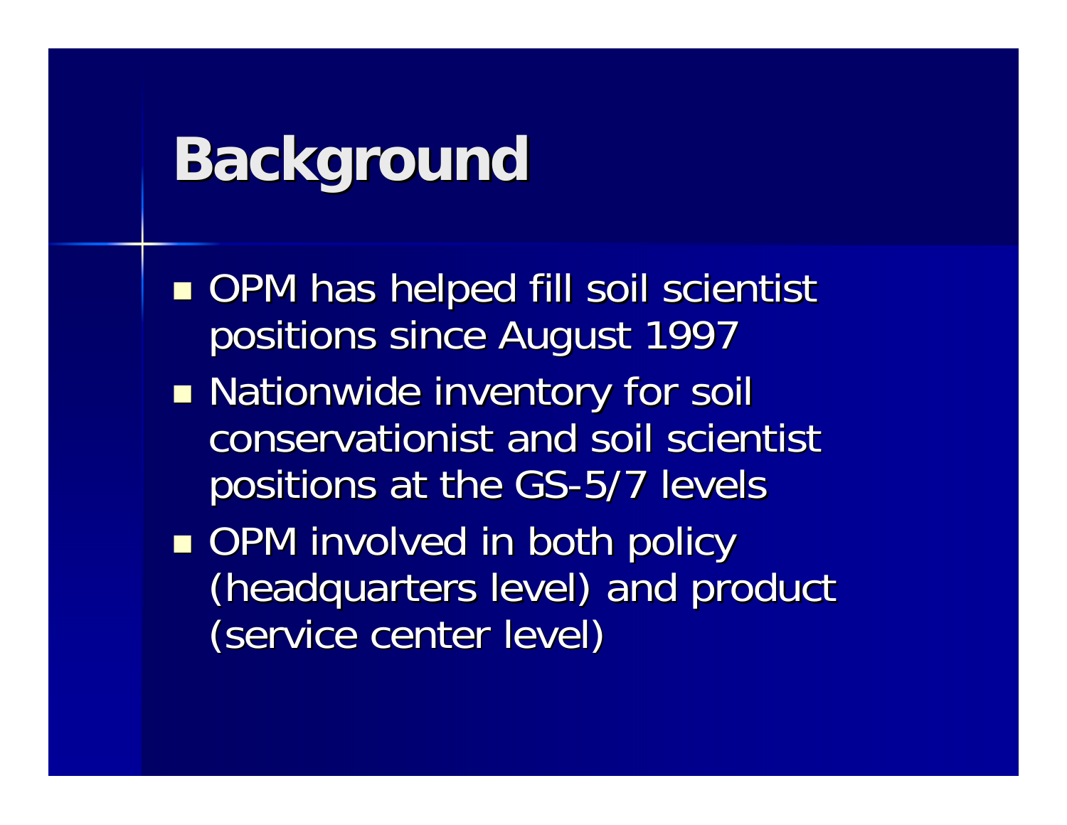# Background

- OPM has helped fill soil scientist positions since August 1997
- Nationwide inventory for soil conservationist and soil scientist positions at the GS-5/7 levels
- OPM involved in both policy (headquarters level) and product (service center level)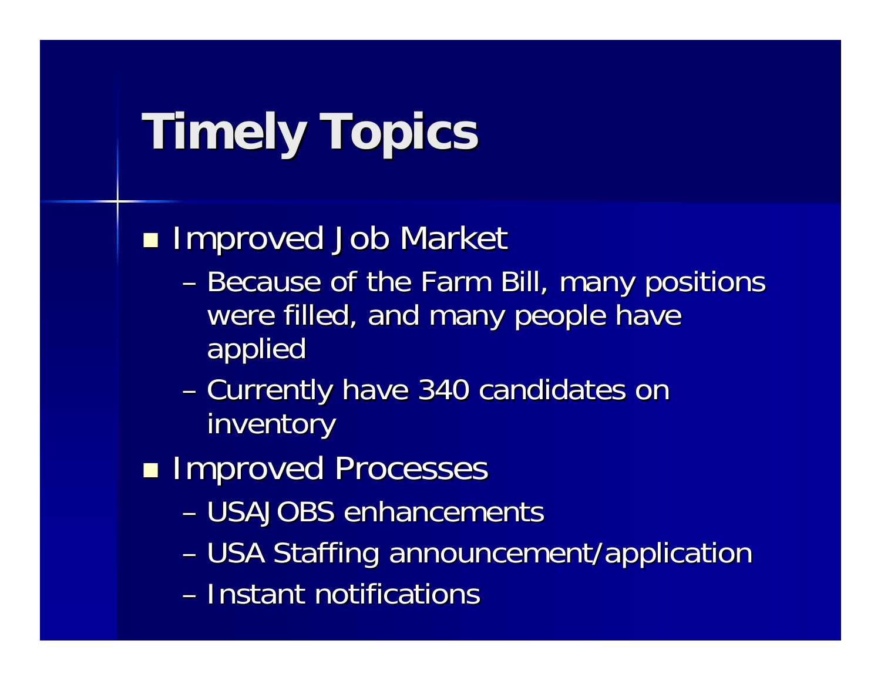# Timely Topics

- Improved Job Market
  - Because of the Farm Bill, many positions were filled, and many people have applied
  - Currently have 340 candidates on inventory
- Improved Processes
  - USAJOBS enhancements
  - USA Staffing announcement/application
  - Instant notifications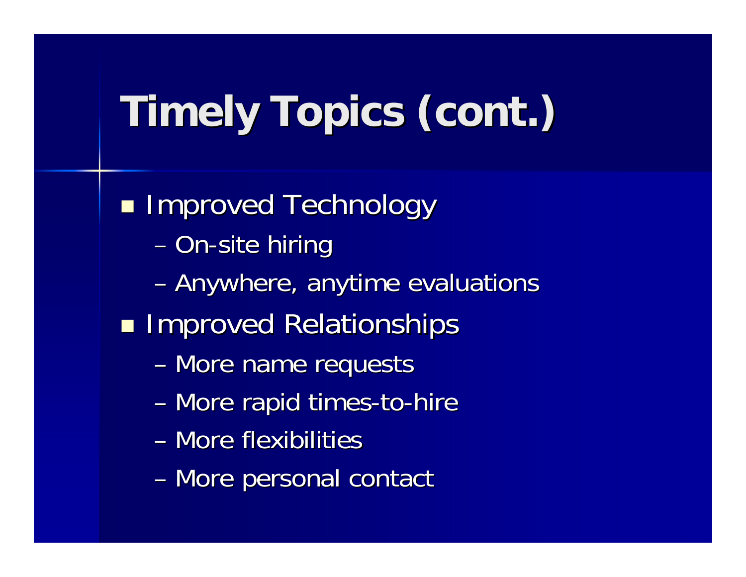# Timely Topics (cont.)

- Improved Technology
  - On-site hiring
  - Anywhere, anytime evaluations
- Improved Relationships
  - More name requests
  - More rapid times-to-hire
  - More flexibilities
  - More personal contact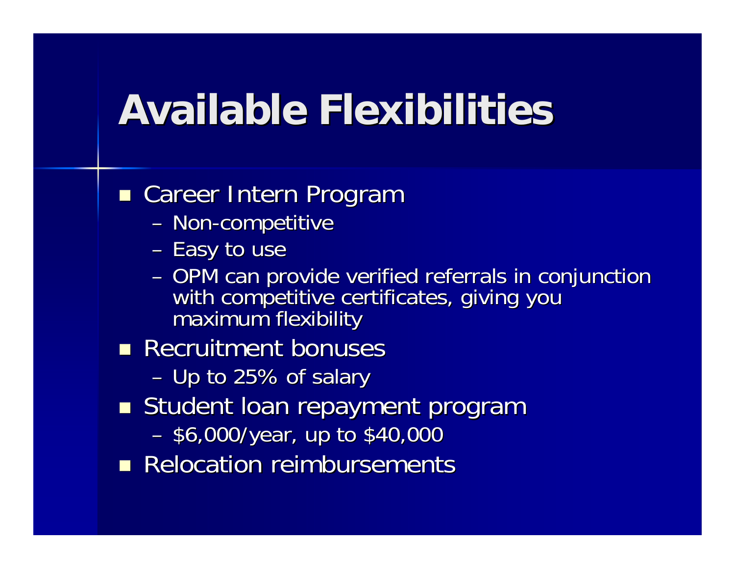# Available Flexibilities

- Career Intern Program
  - Non-competitive
  - Easy to use
  - OPM can provide verified referrals in conjunction with competitive certificates, giving you maximum flexibility
- Recruitment bonuses
  - Up to 25% of salary
- Student loan repayment program
  - $6,000/year, up to $40,000
- Relocation reimbursements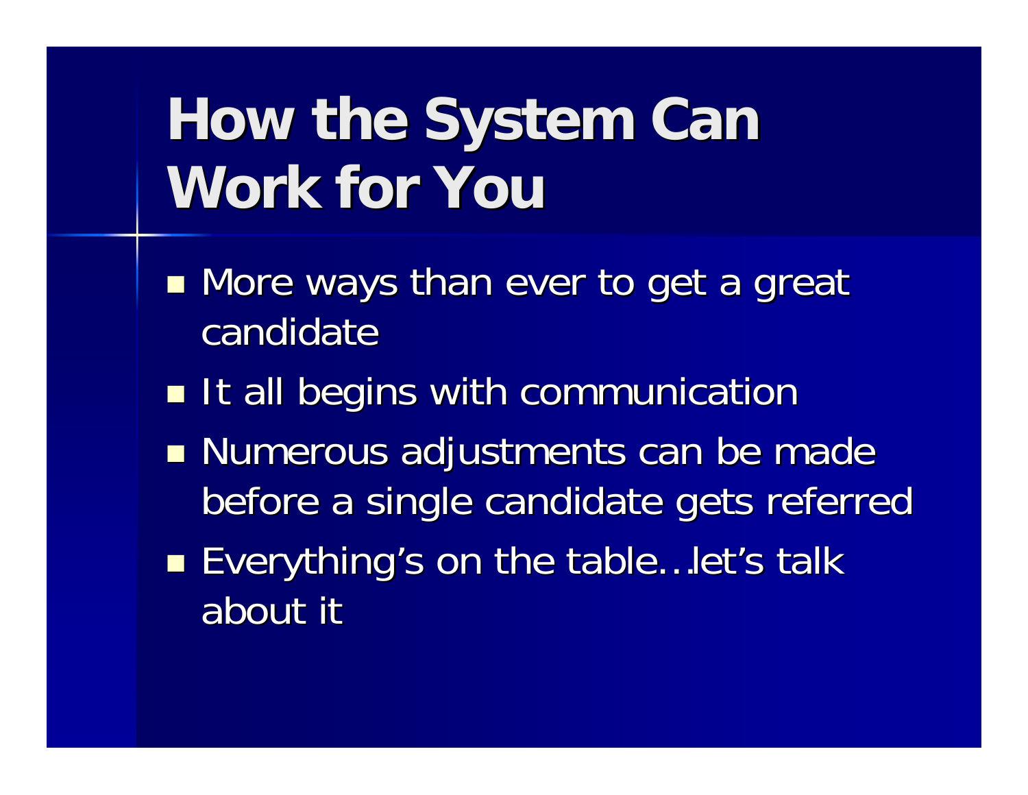# How the System Can Work for You

- More ways than ever to get a great candidate
- It all begins with communication
- Numerous adjustments can be made before a single candidate gets referred
- Everything's on the table…let's talk about it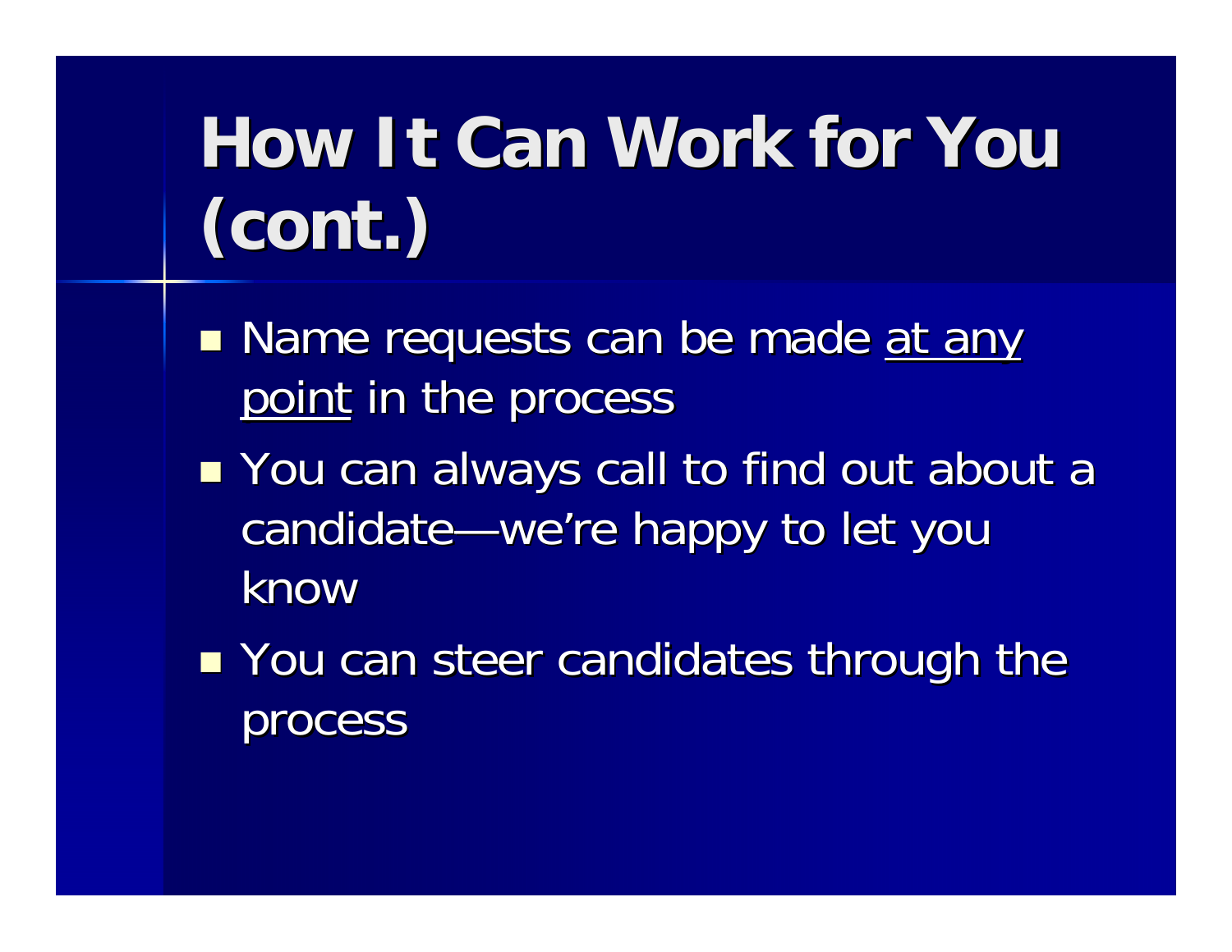# How It Can Work for You (cont.)

- Name requests can be made <u>at any point</u> in the process
- You can always call to find out about a candidate—we're happy to let you know
- You can steer candidates through the process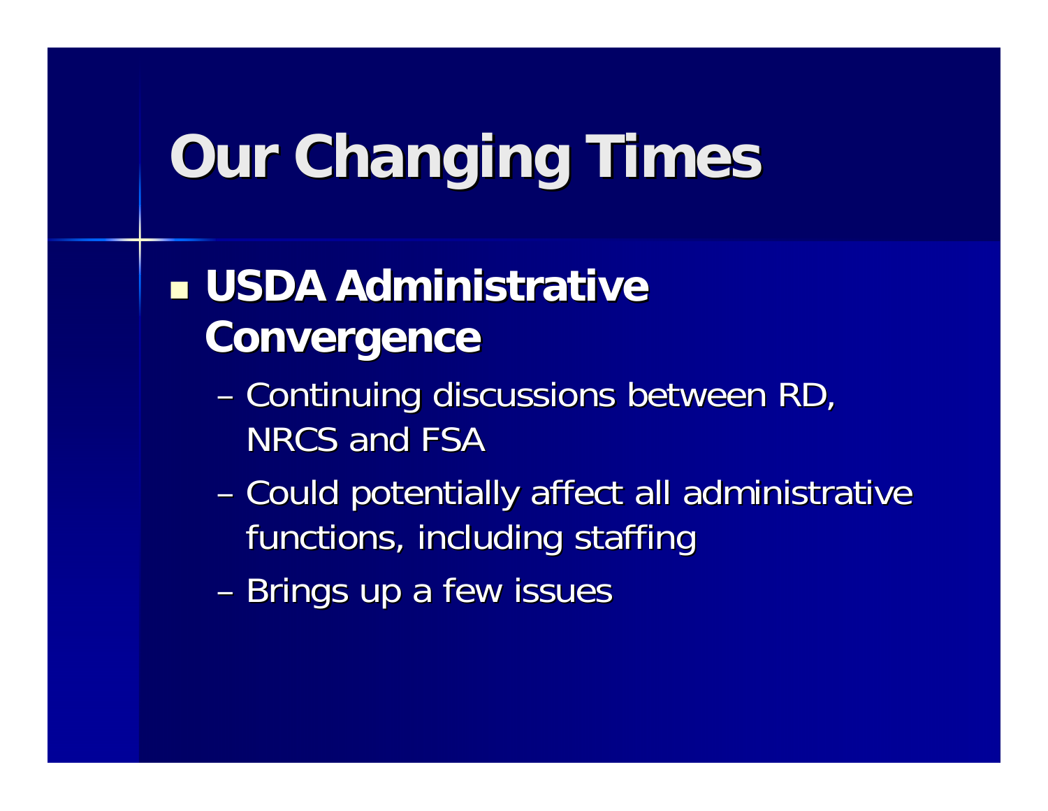# Our Changing Times

- **USDA Administrative Convergence**
  - Continuing discussions between RD, NRCS and FSA
  - Could potentially affect all administrative functions, including staffing
  - Brings up a few issues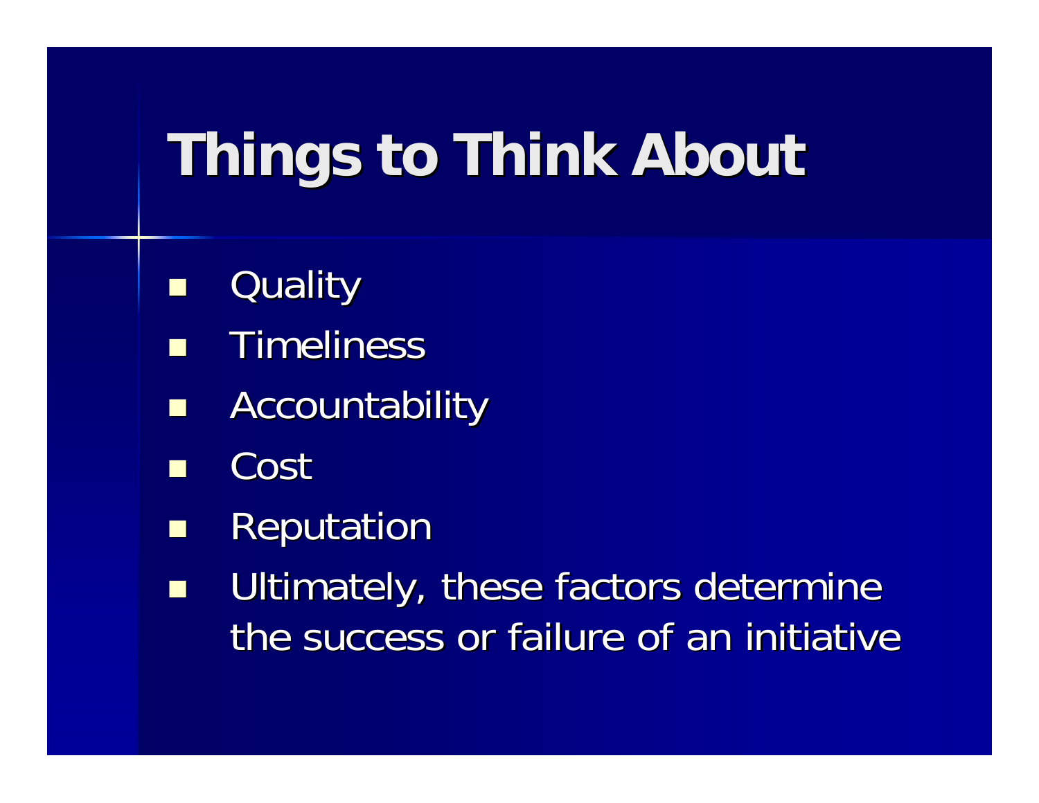# Things to Think About

- Quality
- Timeliness
- Accountability
- Cost
- Reputation
- Ultimately, these factors determine the success or failure of an initiative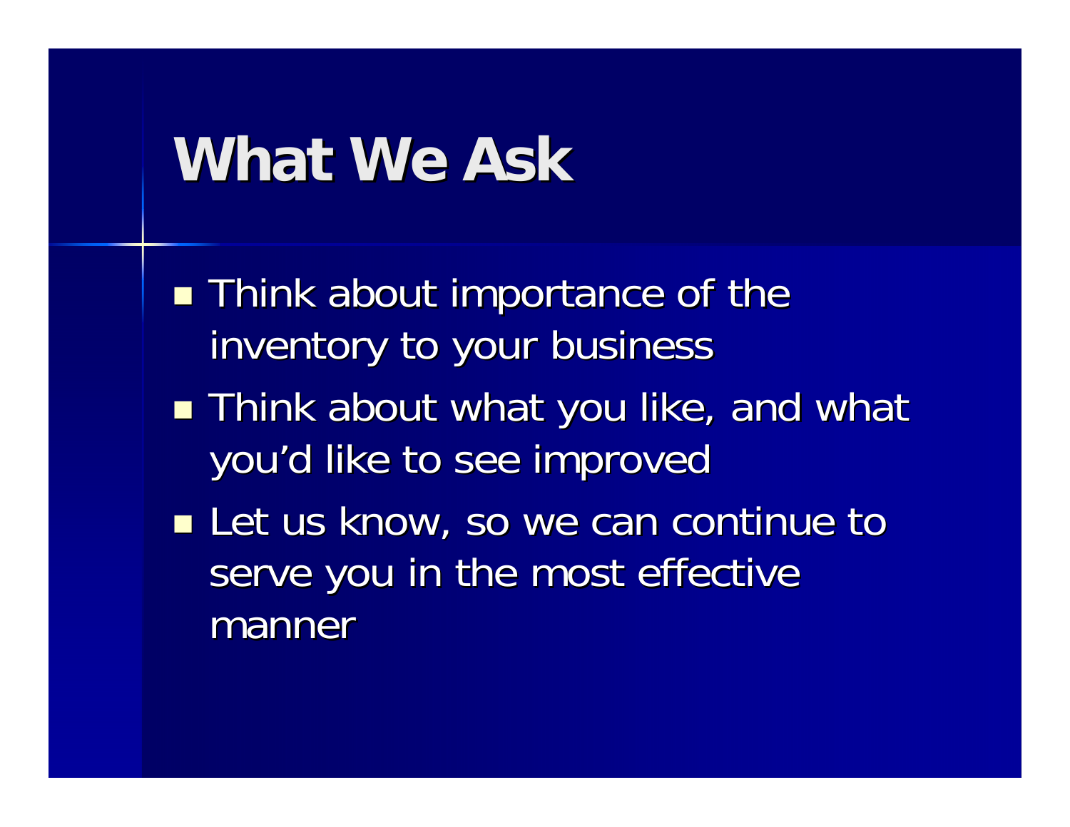# What We Ask

- Think about importance of the inventory to your business
- Think about what you like, and what you'd like to see improved
- Let us know, so we can continue to serve you in the most effective manner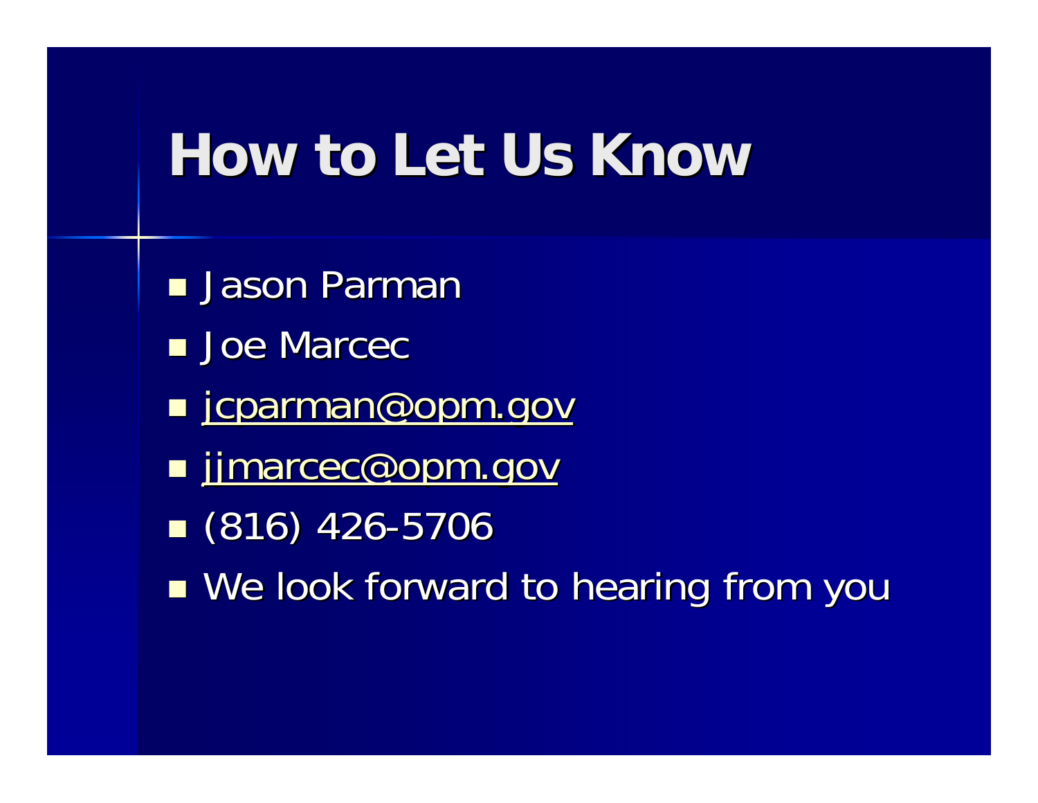# How to Let Us Know

- Jason Parman
- Joe Marcec
- jcparman@opm.gov
- jjmarcec@opm.gov
- (816) 426-5706
- We look forward to hearing from you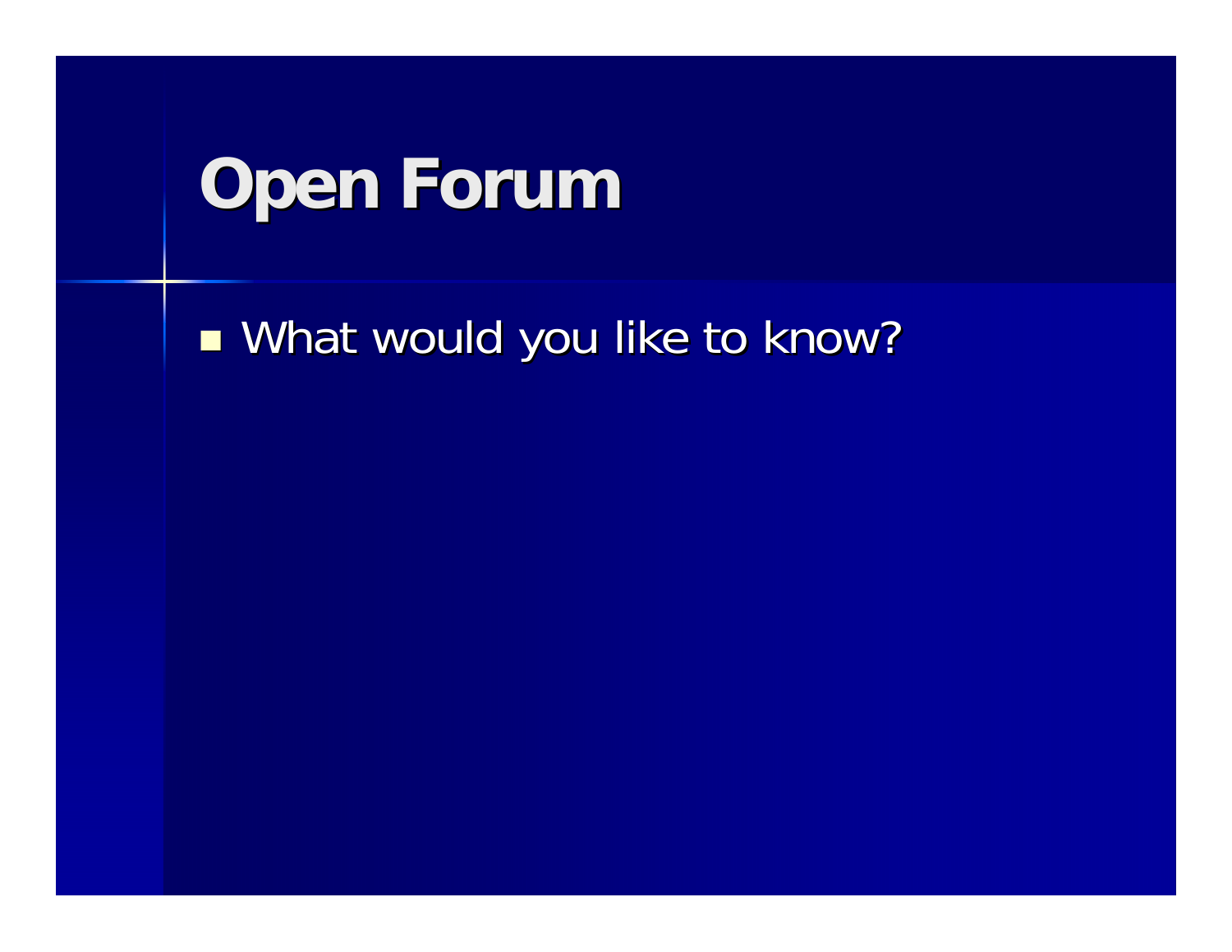# Open Forum

- What would you like to know?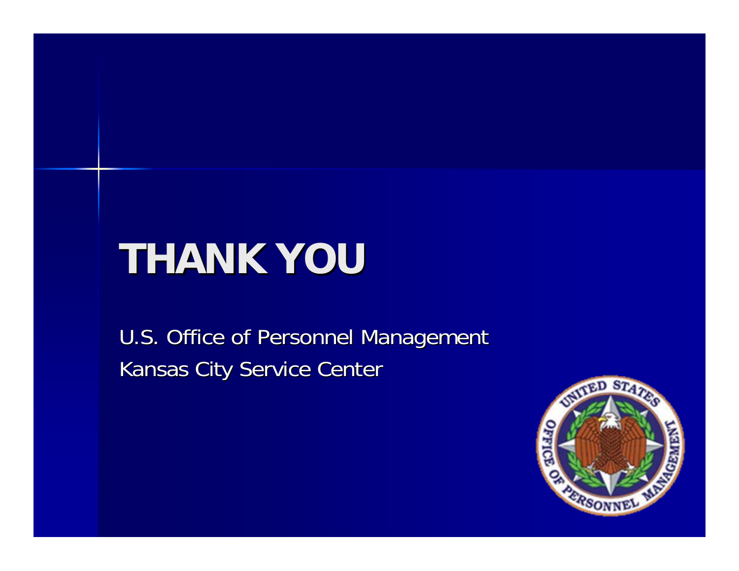# THANK YOU

U.S. Office of Personnel Management

Kansas City Service Center